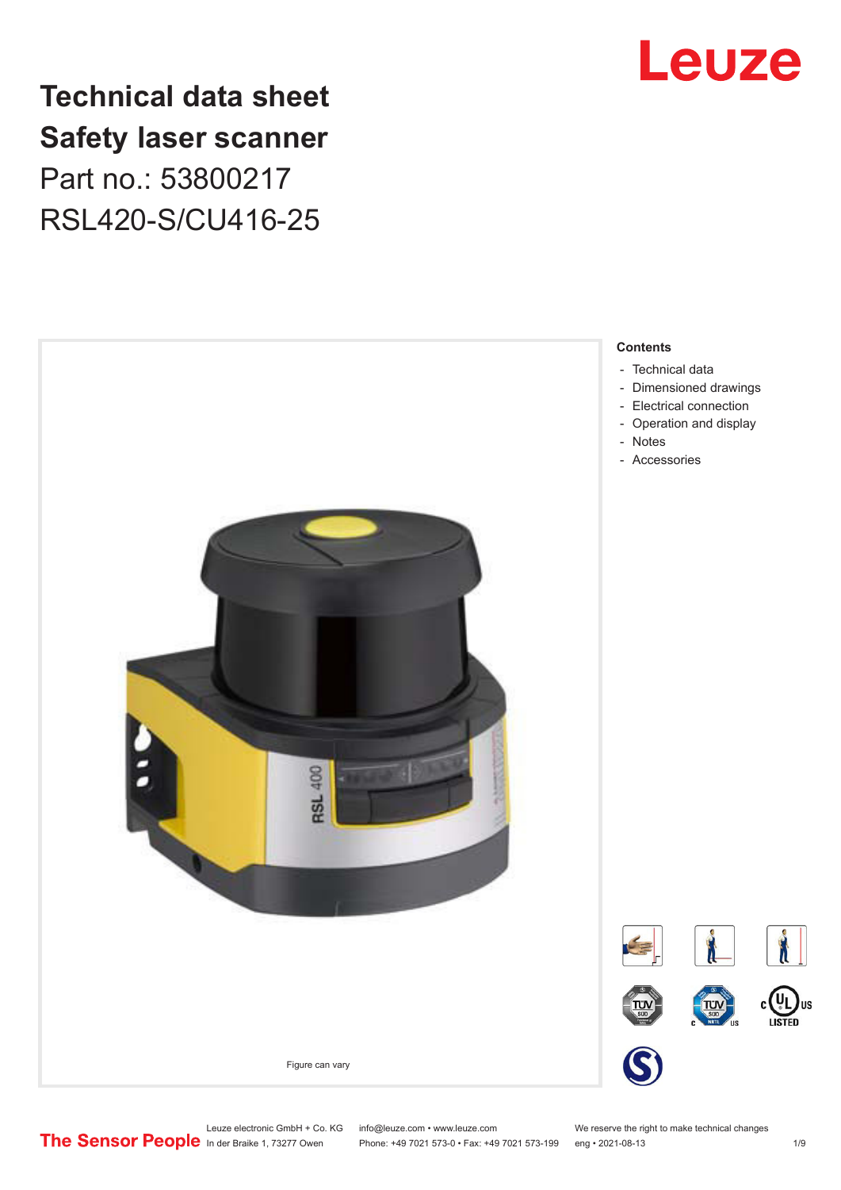# Technical data sheet
# Safety laser scanner

Part no.: 53800217

RSL420-S/CU416-25

Figure can vary

**Contents**

- Technical data
- Dimensioned drawings
- Electrical connection
- Operation and display
- Notes
- Accessories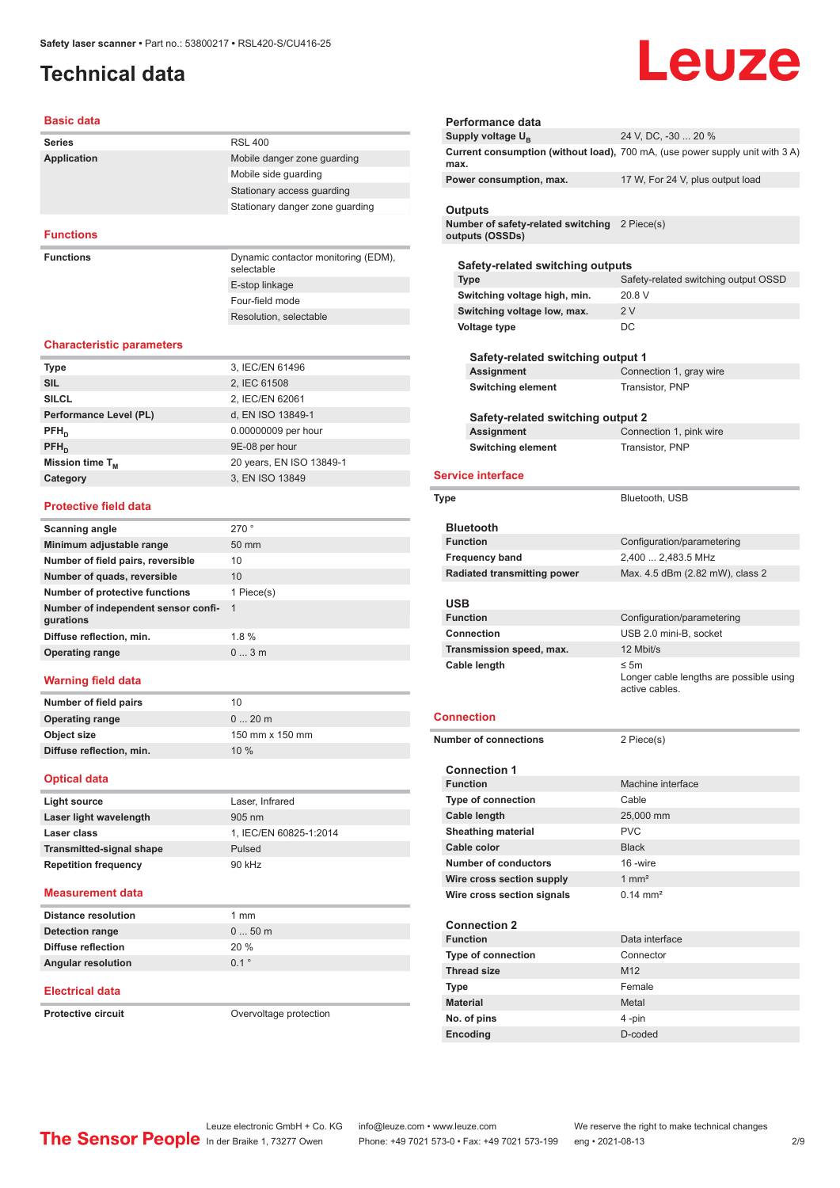Safety laser scanner • Part no.: 53800217 • RSL420-S/CU416-25

# Technical data

## Basic data

| | |
|---|---|
| **Series** | RSL 400 |
| **Application** | Mobile danger zone guarding |
| | Mobile side guarding |
| | Stationary access guarding |
| | Stationary danger zone guarding |

## Functions

| | |
|---|---|
| **Functions** | Dynamic contactor monitoring (EDM), selectable |
| | E-stop linkage |
| | Four-field mode |
| | Resolution, selectable |

## Characteristic parameters

| | |
|---|---|
| **Type** | 3, IEC/EN 61496 |
| **SIL** | 2, IEC 61508 |
| **SILCL** | 2, IEC/EN 62061 |
| **Performance Level (PL)** | d, EN ISO 13849-1 |
| **$PFH_D$** | 0.00000009 per hour |
| **$PFH_D$** | 9E-08 per hour |
| **Mission time $T_M$** | 20 years, EN ISO 13849-1 |
| **Category** | 3, EN ISO 13849 |

## Protective field data

| | |
|---|---|
| **Scanning angle** | 270 ° |
| **Minimum adjustable range** | 50 mm |
| **Number of field pairs, reversible** | 10 |
| **Number of quads, reversible** | 10 |
| **Number of protective functions** | 1 Piece(s) |
| **Number of independent sensor configurations** | 1 |
| **Diffuse reflection, min.** | 1.8 % |
| **Operating range** | 0 ... 3 m |

## Warning field data

| | |
|---|---|
| **Number of field pairs** | 10 |
| **Operating range** | 0 ... 20 m |
| **Object size** | 150 mm x 150 mm |
| **Diffuse reflection, min.** | 10 % |

## Optical data

| | |
|---|---|
| **Light source** | Laser, Infrared |
| **Laser light wavelength** | 905 nm |
| **Laser class** | 1, IEC/EN 60825-1:2014 |
| **Transmitted-signal shape** | Pulsed |
| **Repetition frequency** | 90 kHz |

## Measurement data

| | |
|---|---|
| **Distance resolution** | 1 mm |
| **Detection range** | 0 ... 50 m |
| **Diffuse reflection** | 20 % |
| **Angular resolution** | 0.1 ° |

## Electrical data

| | |
|---|---|
| **Protective circuit** | Overvoltage protection |

### Performance data

| | |
|---|---|
| **Supply voltage $U_B$** | 24 V, DC, -30 ... 20 % |
| **Current consumption (without load), max.** | 700 mA, (use power supply unit with 3 A) |
| **Power consumption, max.** | 17 W, For 24 V, plus output load |

### Outputs

| | |
|---|---|
| **Number of safety-related switching outputs (OSSDs)** | 2 Piece(s) |

#### Safety-related switching outputs

| | |
|---|---|
| **Type** | Safety-related switching output OSSD |
| **Switching voltage high, min.** | 20.8 V |
| **Switching voltage low, max.** | 2 V |
| **Voltage type** | DC |

##### Safety-related switching output 1

| | |
|---|---|
| **Assignment** | Connection 1, gray wire |
| **Switching element** | Transistor, PNP |

##### Safety-related switching output 2

| | |
|---|---|
| **Assignment** | Connection 1, pink wire |
| **Switching element** | Transistor, PNP |

## Service interface

| | |
|---|---|
| **Type** | Bluetooth, USB |

### Bluetooth

| | |
|---|---|
| **Function** | Configuration/parametering |
| **Frequency band** | 2,400 ... 2,483.5 MHz |
| **Radiated transmitting power** | Max. 4.5 dBm (2.82 mW), class 2 |

### USB

| | |
|---|---|
| **Function** | Configuration/parametering |
| **Connection** | USB 2.0 mini-B, socket |
| **Transmission speed, max.** | 12 Mbit/s |
| **Cable length** | ≤ 5m<br>Longer cable lengths are possible using active cables. |

## Connection

| | |
|---|---|
| **Number of connections** | 2 Piece(s) |

### Connection 1

| | |
|---|---|
| **Function** | Machine interface |
| **Type of connection** | Cable |
| **Cable length** | 25,000 mm |
| **Sheathing material** | PVC |
| **Cable color** | Black |
| **Number of conductors** | 16 -wire |
| **Wire cross section supply** | 1 mm² |
| **Wire cross section signals** | 0.14 mm² |

### Connection 2

| | |
|---|---|
| **Function** | Data interface |
| **Type of connection** | Connector |
| **Thread size** | M12 |
| **Type** | Female |
| **Material** | Metal |
| **No. of pins** | 4 -pin |
| **Encoding** | D-coded |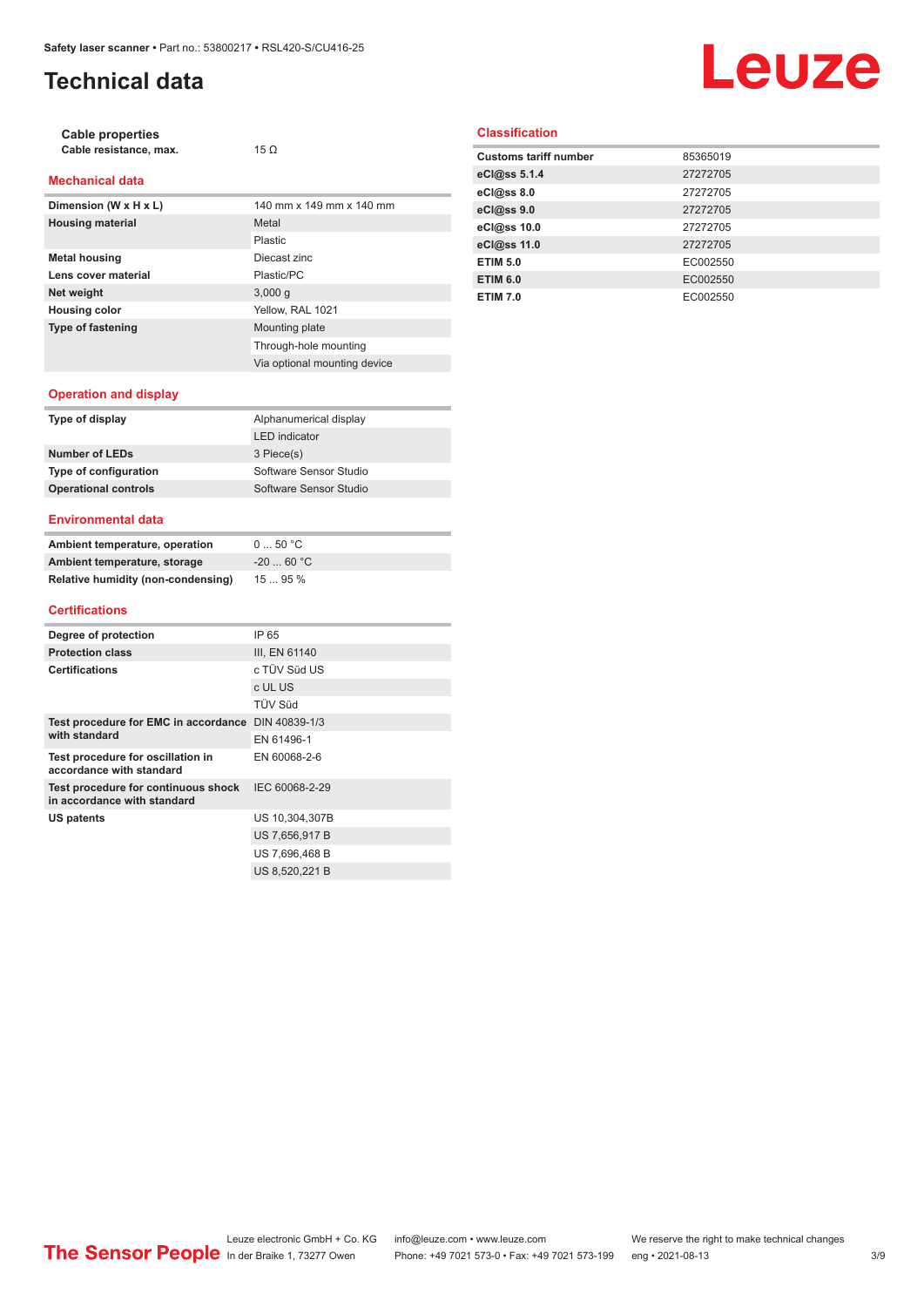# Technical data

**Cable properties**

| | |
|---|---|
| Cable resistance, max. | 15 Ω |

## Mechanical data

| | |
|---|---|
| Dimension (W x H x L) | 140 mm x 149 mm x 140 mm |
| Housing material | Metal |
| | Plastic |
| Metal housing | Diecast zinc |
| Lens cover material | Plastic/PC |
| Net weight | 3,000 g |
| Housing color | Yellow, RAL 1021 |
| Type of fastening | Mounting plate |
| | Through-hole mounting |
| | Via optional mounting device |

## Operation and display

| | |
|---|---|
| Type of display | Alphanumerical display |
| | LED indicator |
| Number of LEDs | 3 Piece(s) |
| Type of configuration | Software Sensor Studio |
| Operational controls | Software Sensor Studio |

## Environmental data

| | |
|---|---|
| Ambient temperature, operation | 0 ... 50 °C |
| Ambient temperature, storage | -20 ... 60 °C |
| Relative humidity (non-condensing) | 15 ... 95 % |

## Certifications

| | |
|---|---|
| Degree of protection | IP 65 |
| Protection class | III, EN 61140 |
| Certifications | c TÜV Süd US |
| | c UL US |
| | TÜV Süd |
| Test procedure for EMC in accordance with standard | DIN 40839-1/3 |
| | EN 61496-1 |
| Test procedure for oscillation in accordance with standard | EN 60068-2-6 |
| Test procedure for continuous shock in accordance with standard | IEC 60068-2-29 |
| US patents | US 10,304,307B |
| | US 7,656,917 B |
| | US 7,696,468 B |
| | US 8,520,221 B |

## Classification

| | |
|---|---|
| Customs tariff number | 85365019 |
| eCl@ss 5.1.4 | 27272705 |
| eCl@ss 8.0 | 27272705 |
| eCl@ss 9.0 | 27272705 |
| eCl@ss 10.0 | 27272705 |
| eCl@ss 11.0 | 27272705 |
| ETIM 5.0 | EC002550 |
| ETIM 6.0 | EC002550 |
| ETIM 7.0 | EC002550 |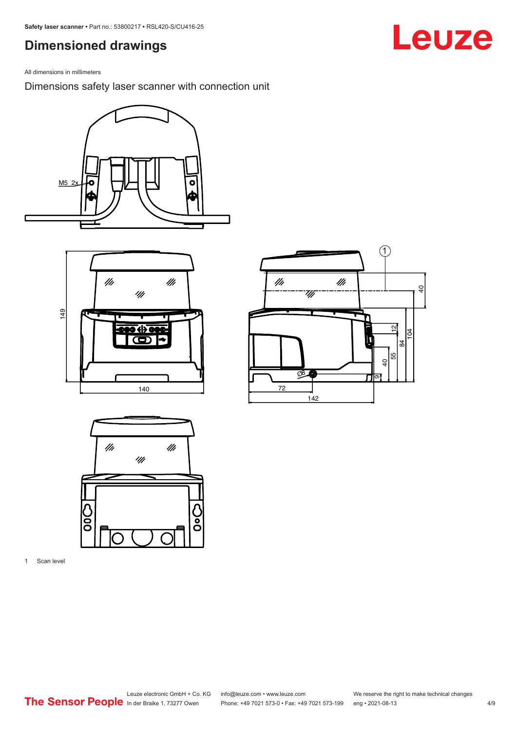## Dimensioned drawings

All dimensions in millimeters

Dimensions safety laser scanner with connection unit

1 Scan level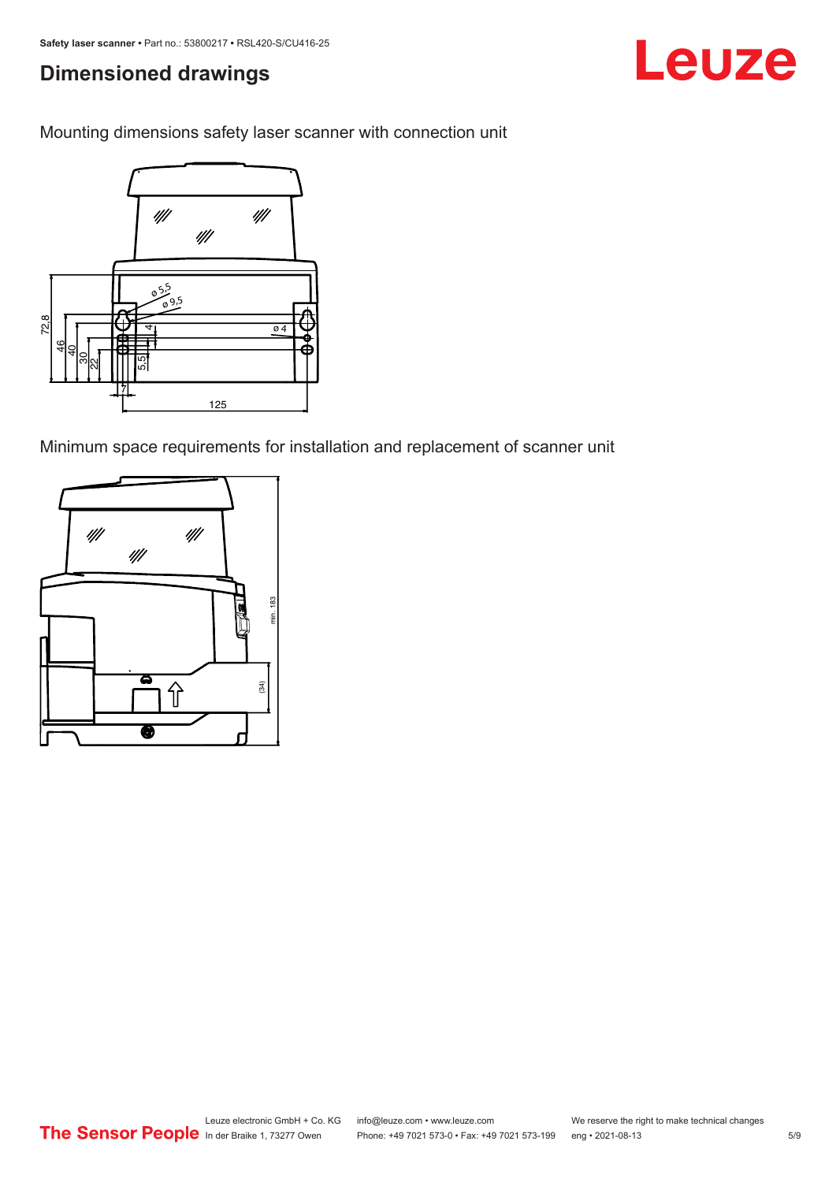# Dimensioned drawings

Mounting dimensions safety laser scanner with connection unit

Minimum space requirements for installation and replacement of scanner unit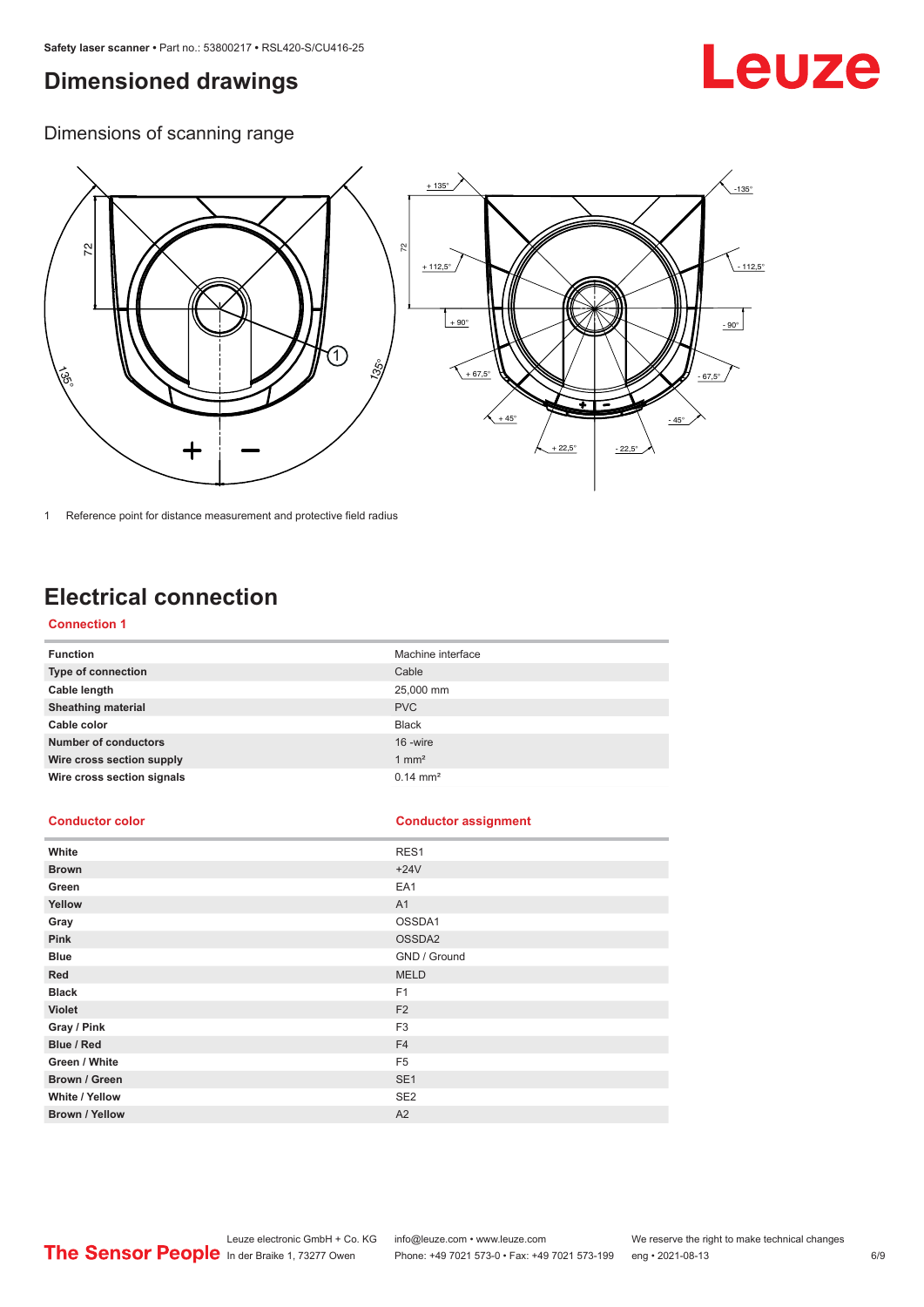# Dimensioned drawings

## Dimensions of scanning range

1 Reference point for distance measurement and protective field radius

# Electrical connection

### Connection 1

| Function | Machine interface |
|---|---|
| Type of connection | Cable |
| Cable length | 25,000 mm |
| Sheathing material | PVC |
| Cable color | Black |
| Number of conductors | 16 -wire |
| Wire cross section supply | 1 mm² |
| Wire cross section signals | 0.14 mm² |

| Conductor color | Conductor assignment |
|---|---|
| White | RES1 |
| Brown | +24V |
| Green | EA1 |
| Yellow | A1 |
| Gray | OSSDA1 |
| Pink | OSSDA2 |
| Blue | GND / Ground |
| Red | MELD |
| Black | F1 |
| Violet | F2 |
| Gray / Pink | F3 |
| Blue / Red | F4 |
| Green / White | F5 |
| Brown / Green | SE1 |
| White / Yellow | SE2 |
| Brown / Yellow | A2 |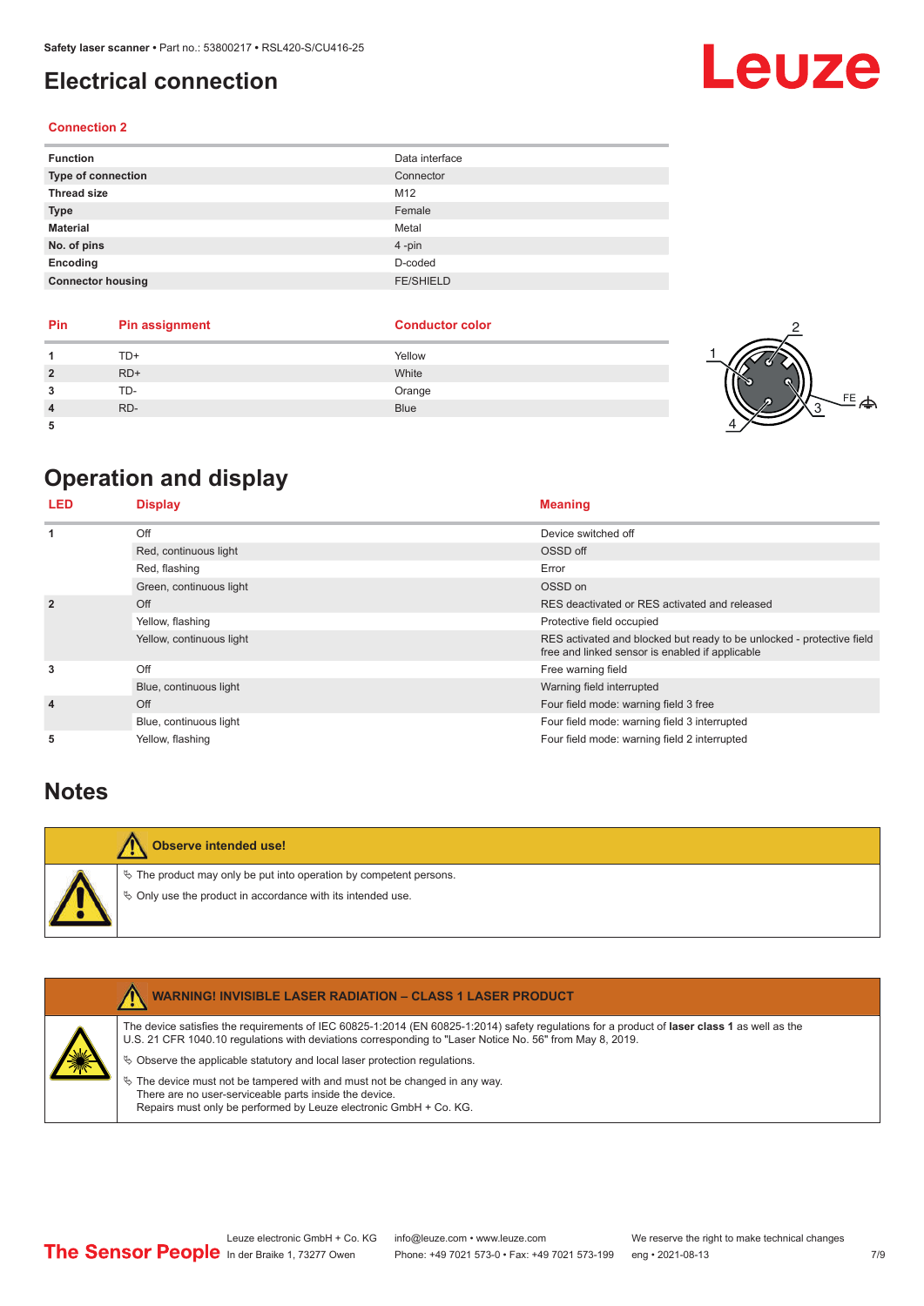# Electrical connection

### Connection 2

| Function | Data interface |
|---|---|
| Type of connection | Connector |
| Thread size | M12 |
| Type | Female |
| Material | Metal |
| No. of pins | 4 -pin |
| Encoding | D-coded |
| Connector housing | FE/SHIELD |

| Pin | Pin assignment | Conductor color |
|---|---|---|
| 1 | TD+ | Yellow |
| 2 | RD+ | White |
| 3 | TD- | Orange |
| 4 | RD- | Blue |
| 5 | | |

# Operation and display

| LED | Display | Meaning |
|---|---|---|
| 1 | Off | Device switched off |
| | Red, continuous light | OSSD off |
| | Red, flashing | Error |
| | Green, continuous light | OSSD on |
| 2 | Off | RES deactivated or RES activated and released |
| | Yellow, flashing | Protective field occupied |
| | Yellow, continuous light | RES activated and blocked but ready to be unlocked - protective field free and linked sensor is enabled if applicable |
| 3 | Off | Free warning field |
| | Blue, continuous light | Warning field interrupted |
| 4 | Off | Four field mode: warning field 3 free |
| | Blue, continuous light | Four field mode: warning field 3 interrupted |
| 5 | Yellow, flashing | Four field mode: warning field 2 interrupted |

# Notes

**Observe intended use!**

- The product may only be put into operation by competent persons.
- Only use the product in accordance with its intended use.

**WARNING! INVISIBLE LASER RADIATION – CLASS 1 LASER PRODUCT**

The device satisfies the requirements of IEC 60825-1:2014 (EN 60825-1:2014) safety regulations for a product of **laser class 1** as well as the U.S. 21 CFR 1040.10 regulations with deviations corresponding to "Laser Notice No. 56" from May 8, 2019.

- Observe the applicable statutory and local laser protection regulations.
- The device must not be tampered with and must not be changed in any way.
  There are no user-serviceable parts inside the device.
  Repairs must only be performed by Leuze electronic GmbH + Co. KG.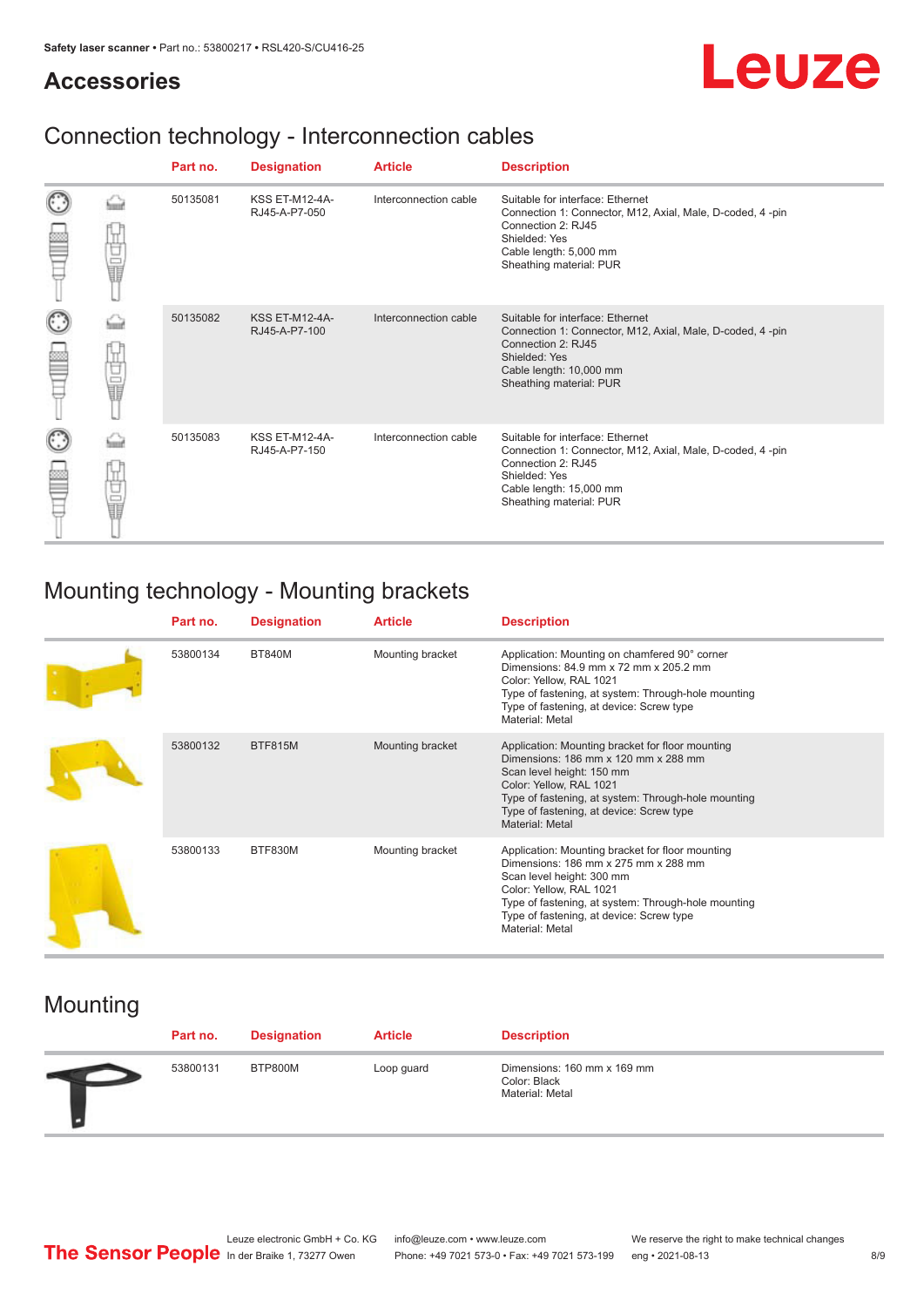## Accessories

### Connection technology - Interconnection cables

| Part no. | Designation | Article | Description |
|---|---|---|---|
| 50135081 | KSS ET-M12-4A-RJ45-A-P7-050 | Interconnection cable | Suitable for interface: Ethernet<br>Connection 1: Connector, M12, Axial, Male, D-coded, 4 -pin<br>Connection 2: RJ45<br>Shielded: Yes<br>Cable length: 5,000 mm<br>Sheathing material: PUR |
| 50135082 | KSS ET-M12-4A-RJ45-A-P7-100 | Interconnection cable | Suitable for interface: Ethernet<br>Connection 1: Connector, M12, Axial, Male, D-coded, 4 -pin<br>Connection 2: RJ45<br>Shielded: Yes<br>Cable length: 10,000 mm<br>Sheathing material: PUR |
| 50135083 | KSS ET-M12-4A-RJ45-A-P7-150 | Interconnection cable | Suitable for interface: Ethernet<br>Connection 1: Connector, M12, Axial, Male, D-coded, 4 -pin<br>Connection 2: RJ45<br>Shielded: Yes<br>Cable length: 15,000 mm<br>Sheathing material: PUR |

### Mounting technology - Mounting brackets

| Part no. | Designation | Article | Description |
|---|---|---|---|
| 53800134 | BT840M | Mounting bracket | Application: Mounting on chamfered 90° corner<br>Dimensions: 84.9 mm x 72 mm x 205.2 mm<br>Color: Yellow, RAL 1021<br>Type of fastening, at system: Through-hole mounting<br>Type of fastening, at device: Screw type<br>Material: Metal |
| 53800132 | BTF815M | Mounting bracket | Application: Mounting bracket for floor mounting<br>Dimensions: 186 mm x 120 mm x 288 mm<br>Scan level height: 150 mm<br>Color: Yellow, RAL 1021<br>Type of fastening, at system: Through-hole mounting<br>Type of fastening, at device: Screw type<br>Material: Metal |
| 53800133 | BTF830M | Mounting bracket | Application: Mounting bracket for floor mounting<br>Dimensions: 186 mm x 275 mm x 288 mm<br>Scan level height: 300 mm<br>Color: Yellow, RAL 1021<br>Type of fastening, at system: Through-hole mounting<br>Type of fastening, at device: Screw type<br>Material: Metal |

### Mounting

| Part no. | Designation | Article | Description |
|---|---|---|---|
| 53800131 | BTP800M | Loop guard | Dimensions: 160 mm x 169 mm<br>Color: Black<br>Material: Metal |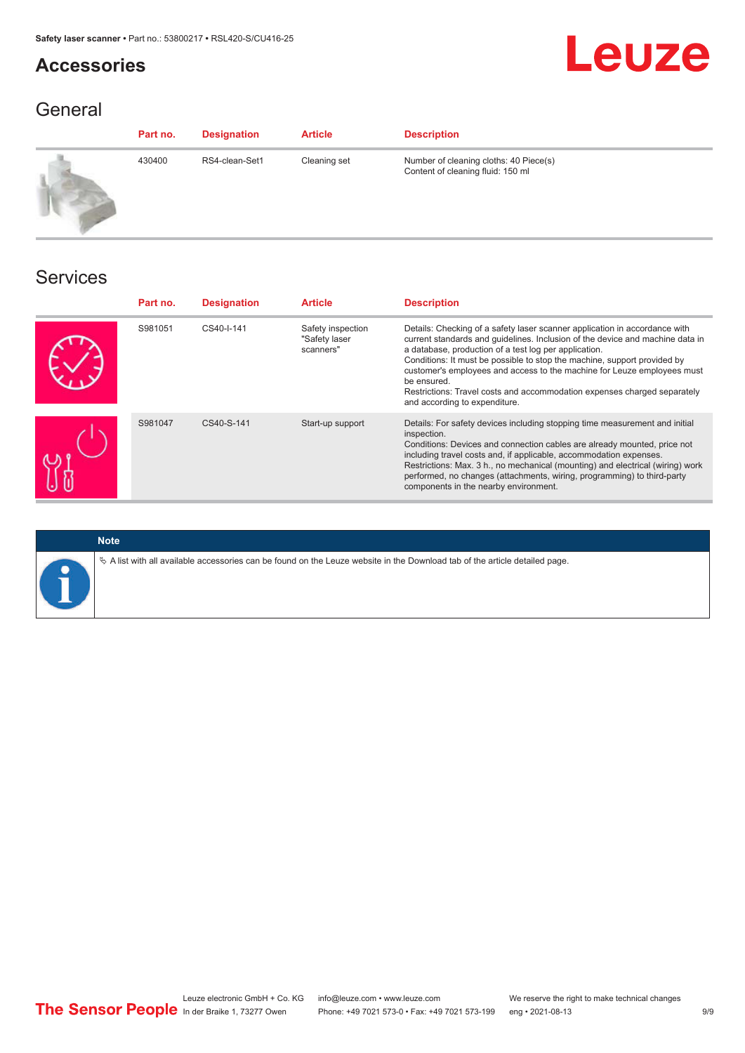# Accessories

## General

| | Part no. | Designation | Article | Description |
|---|---|---|---|---|
| | 430400 | RS4-clean-Set1 | Cleaning set | Number of cleaning cloths: 40 Piece(s)<br>Content of cleaning fluid: 150 ml |

## Services

| | Part no. | Designation | Article | Description |
|---|---|---|---|---|
| | S981051 | CS40-I-141 | Safety inspection "Safety laser scanners" | Details: Checking of a safety laser scanner application in accordance with current standards and guidelines. Inclusion of the device and machine data in a database, production of a test log per application.<br>Conditions: It must be possible to stop the machine, support provided by customer's employees and access to the machine for Leuze employees must be ensured.<br>Restrictions: Travel costs and accommodation expenses charged separately and according to expenditure. |
| | S981047 | CS40-S-141 | Start-up support | Details: For safety devices including stopping time measurement and initial inspection.<br>Conditions: Devices and connection cables are already mounted, price not including travel costs and, if applicable, accommodation expenses.<br>Restrictions: Max. 3 h., no mechanical (mounting) and electrical (wiring) work performed, no changes (attachments, wiring, programming) to third-party components in the nearby environment. |

**Note**

↳ A list with all available accessories can be found on the Leuze website in the Download tab of the article detailed page.